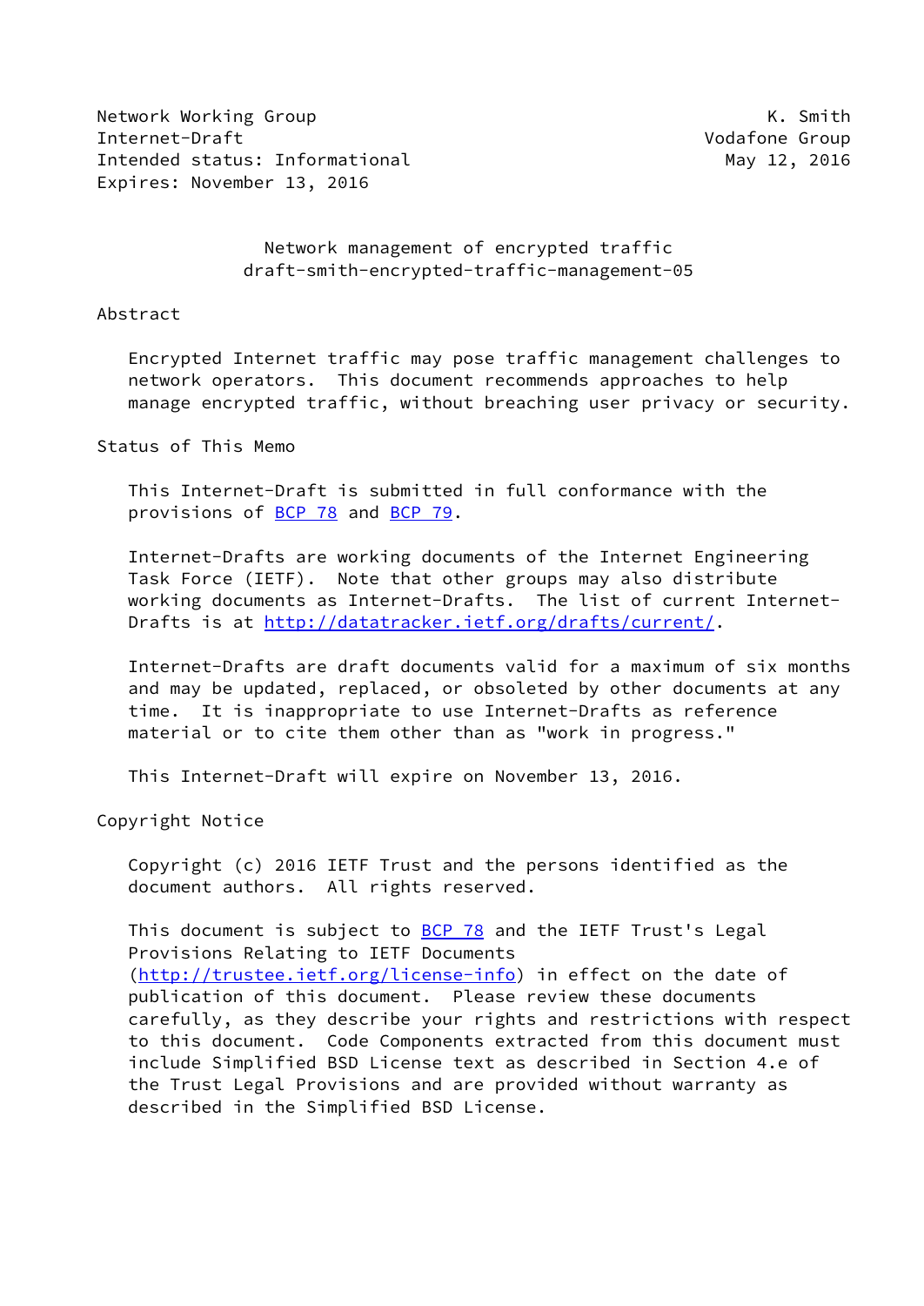Network Working Group K. Smith
Internet-Draft Vodafone Group
Intended status: Informational May 12, 2016
Expires: November 13, 2016

# Network management of encrypted traffic
## draft-smith-encrypted-traffic-management-05

## Abstract

Encrypted Internet traffic may pose traffic management challenges to network operators. This document recommends approaches to help manage encrypted traffic, without breaching user privacy or security.

## Status of This Memo

This Internet-Draft is submitted in full conformance with the provisions of BCP 78 and BCP 79.

Internet-Drafts are working documents of the Internet Engineering Task Force (IETF). Note that other groups may also distribute working documents as Internet-Drafts. The list of current Internet-Drafts is at http://datatracker.ietf.org/drafts/current/.

Internet-Drafts are draft documents valid for a maximum of six months and may be updated, replaced, or obsoleted by other documents at any time. It is inappropriate to use Internet-Drafts as reference material or to cite them other than as "work in progress."

This Internet-Draft will expire on November 13, 2016.

## Copyright Notice

Copyright (c) 2016 IETF Trust and the persons identified as the document authors. All rights reserved.

This document is subject to BCP 78 and the IETF Trust's Legal Provisions Relating to IETF Documents (http://trustee.ietf.org/license-info) in effect on the date of publication of this document. Please review these documents carefully, as they describe your rights and restrictions with respect to this document. Code Components extracted from this document must include Simplified BSD License text as described in Section 4.e of the Trust Legal Provisions and are provided without warranty as described in the Simplified BSD License.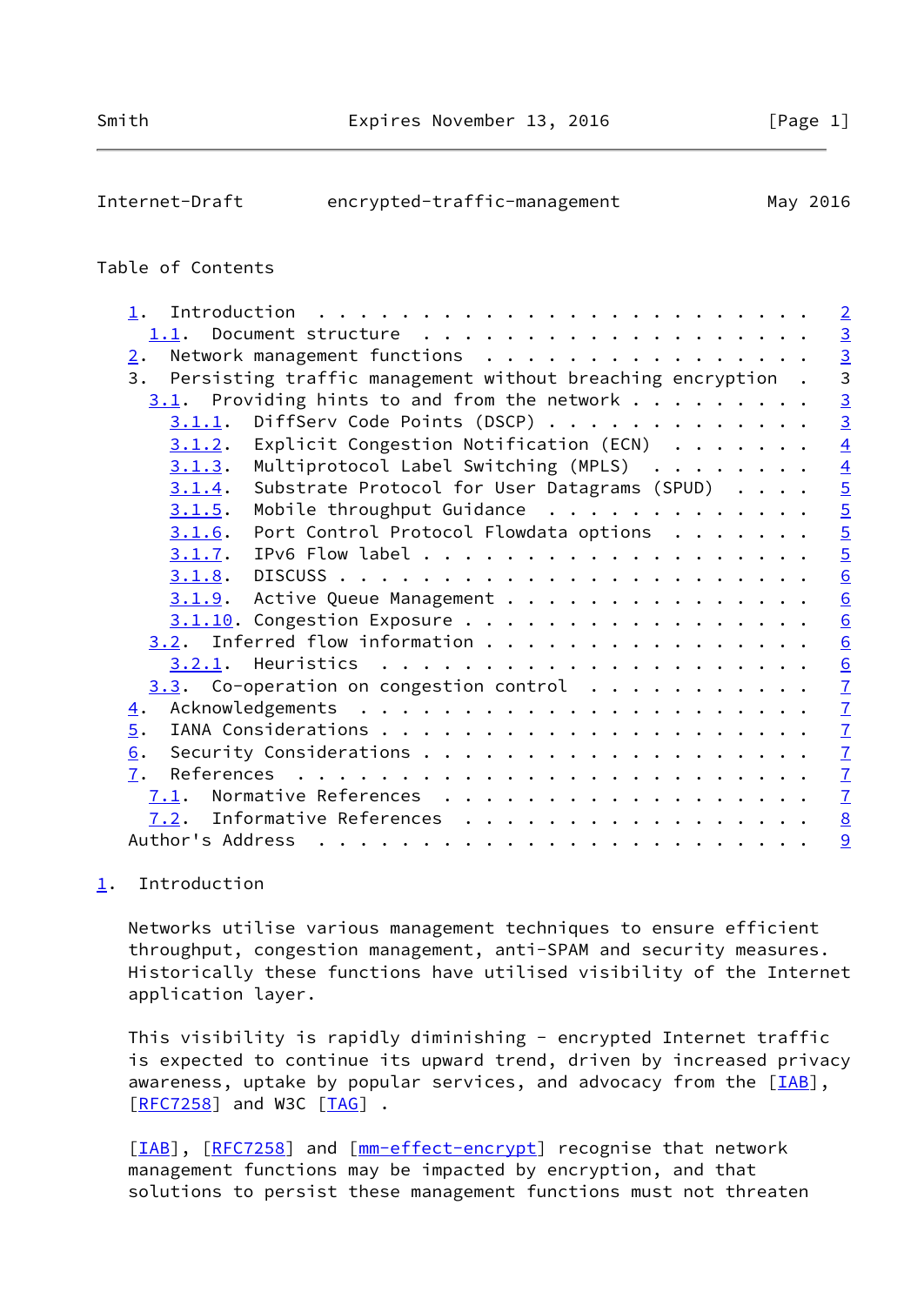## Table of Contents

- 1. Introduction . . . . . . . . . . . . . . . . . . . . . . . . 2
  - 1.1. Document structure . . . . . . . . . . . . . . . . . . . 3
- 2. Network management functions . . . . . . . . . . . . . . . . 3
- 3. Persisting traffic management without breaching encryption . 3
  - 3.1. Providing hints to and from the network . . . . . . . . . 3
    - 3.1.1. DiffServ Code Points (DSCP) . . . . . . . . . . . . . 3
    - 3.1.2. Explicit Congestion Notification (ECN) . . . . . . . 4
    - 3.1.3. Multiprotocol Label Switching (MPLS) . . . . . . . . 4
    - 3.1.4. Substrate Protocol for User Datagrams (SPUD) . . . . 5
    - 3.1.5. Mobile throughput Guidance . . . . . . . . . . . . . 5
    - 3.1.6. Port Control Protocol Flowdata options . . . . . . . 5
    - 3.1.7. IPv6 Flow label . . . . . . . . . . . . . . . . . . . 5
    - 3.1.8. DISCUSS . . . . . . . . . . . . . . . . . . . . . . . 6
    - 3.1.9. Active Queue Management . . . . . . . . . . . . . . . 6
    - 3.1.10. Congestion Exposure . . . . . . . . . . . . . . . . . 6
  - 3.2. Inferred flow information . . . . . . . . . . . . . . . . 6
    - 3.2.1. Heuristics . . . . . . . . . . . . . . . . . . . . . 6
  - 3.3. Co-operation on congestion control . . . . . . . . . . . 7
- 4. Acknowledgements . . . . . . . . . . . . . . . . . . . . . . 7
- 5. IANA Considerations . . . . . . . . . . . . . . . . . . . . . 7
- 6. Security Considerations . . . . . . . . . . . . . . . . . . . 7
- 7. References . . . . . . . . . . . . . . . . . . . . . . . . . 7
  - 7.1. Normative References . . . . . . . . . . . . . . . . . . 7
  - 7.2. Informative References . . . . . . . . . . . . . . . . . 8
- Author's Address . . . . . . . . . . . . . . . . . . . . . . . . 9

## 1. Introduction

Networks utilise various management techniques to ensure efficient throughput, congestion management, anti-SPAM and security measures. Historically these functions have utilised visibility of the Internet application layer.

This visibility is rapidly diminishing - encrypted Internet traffic is expected to continue its upward trend, driven by increased privacy awareness, uptake by popular services, and advocacy from the [IAB], [RFC7258] and W3C [TAG] .

[IAB], [RFC7258] and [mm-effect-encrypt] recognise that network management functions may be impacted by encryption, and that solutions to persist these management functions must not threaten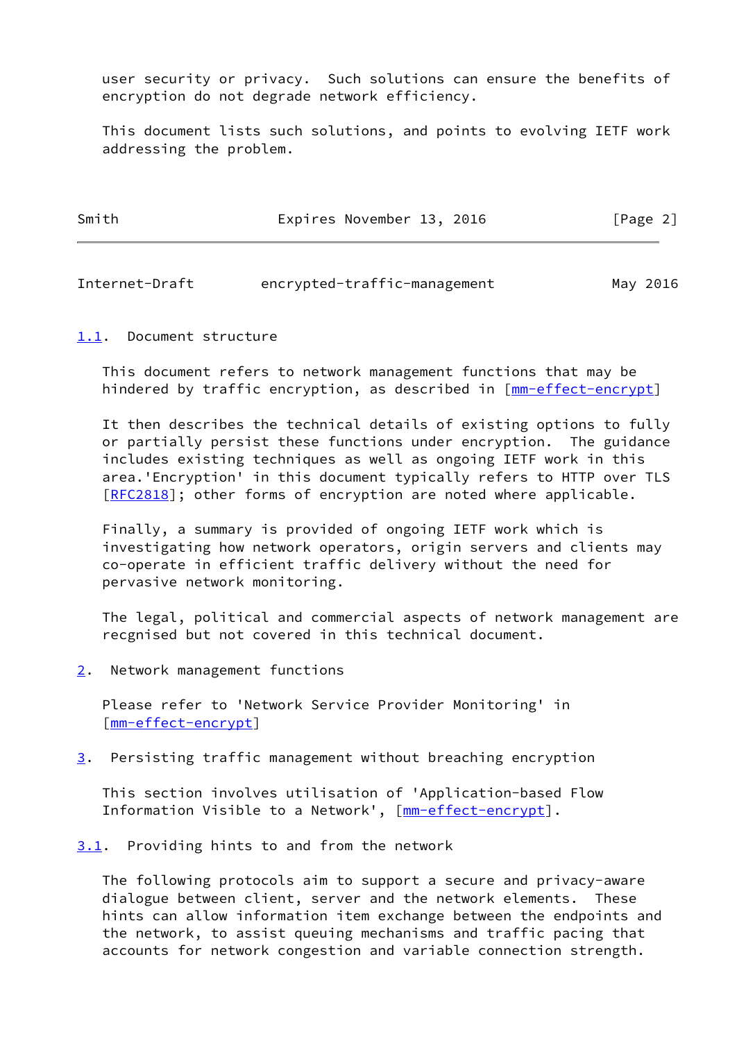user security or privacy. Such solutions can ensure the benefits of encryption do not degrade network efficiency.

This document lists such solutions, and points to evolving IETF work addressing the problem.

### 1.1. Document structure

This document refers to network management functions that may be hindered by traffic encryption, as described in [mm-effect-encrypt]

It then describes the technical details of existing options to fully or partially persist these functions under encryption. The guidance includes existing techniques as well as ongoing IETF work in this area.'Encryption' in this document typically refers to HTTP over TLS [RFC2818]; other forms of encryption are noted where applicable.

Finally, a summary is provided of ongoing IETF work which is investigating how network operators, origin servers and clients may co-operate in efficient traffic delivery without the need for pervasive network monitoring.

The legal, political and commercial aspects of network management are recgnised but not covered in this technical document.

## 2. Network management functions

Please refer to 'Network Service Provider Monitoring' in [mm-effect-encrypt]

## 3. Persisting traffic management without breaching encryption

This section involves utilisation of 'Application-based Flow Information Visible to a Network', [mm-effect-encrypt].

### 3.1. Providing hints to and from the network

The following protocols aim to support a secure and privacy-aware dialogue between client, server and the network elements. These hints can allow information item exchange between the endpoints and the network, to assist queuing mechanisms and traffic pacing that accounts for network congestion and variable connection strength.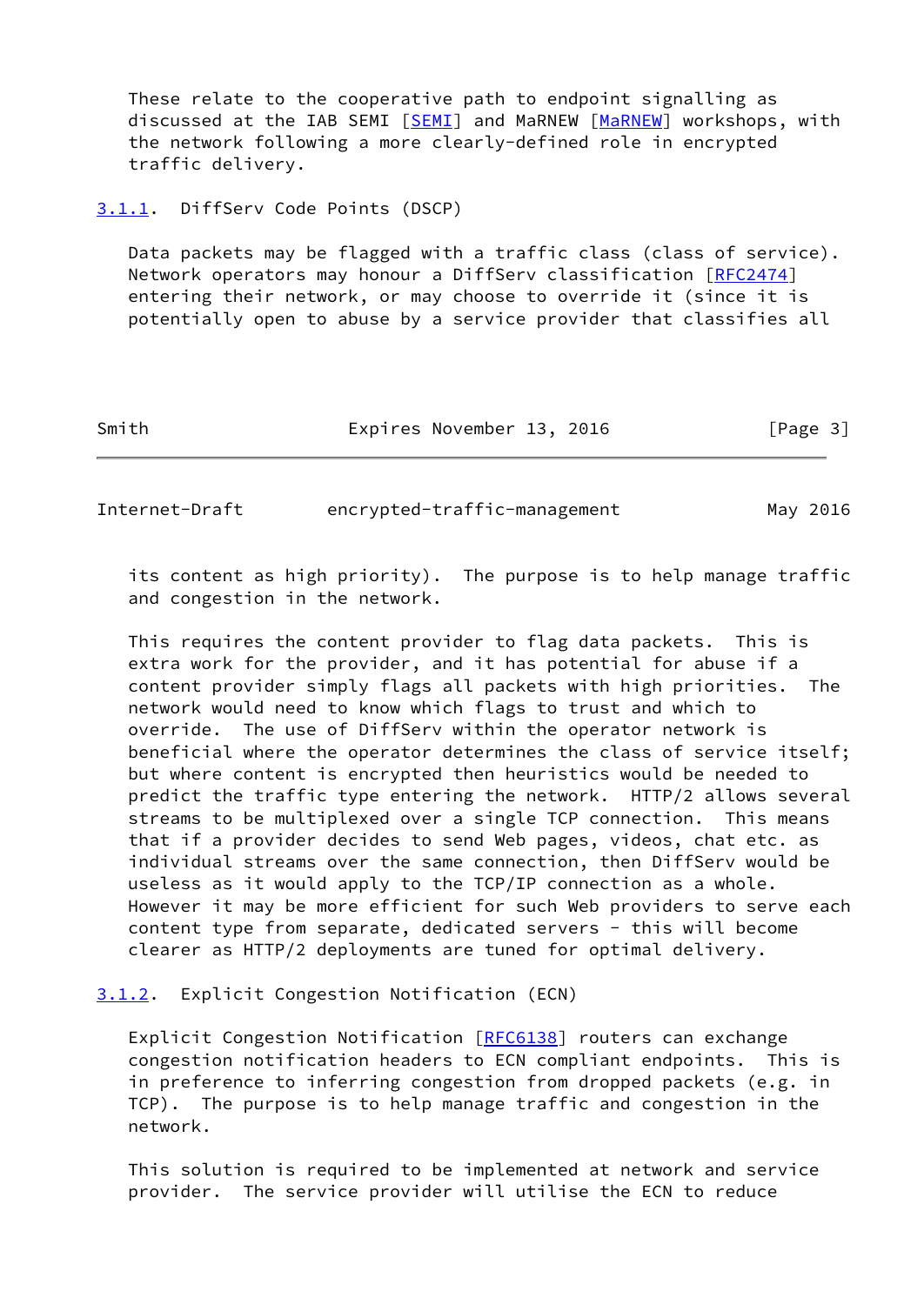These relate to the cooperative path to endpoint signalling as discussed at the IAB SEMI [SEMI] and MaRNEW [MaRNEW] workshops, with the network following a more clearly-defined role in encrypted traffic delivery.

#### 3.1.1. DiffServ Code Points (DSCP)

Data packets may be flagged with a traffic class (class of service). Network operators may honour a DiffServ classification [RFC2474] entering their network, or may choose to override it (since it is potentially open to abuse by a service provider that classifies all its content as high priority). The purpose is to help manage traffic and congestion in the network.

This requires the content provider to flag data packets. This is extra work for the provider, and it has potential for abuse if a content provider simply flags all packets with high priorities. The network would need to know which flags to trust and which to override. The use of DiffServ within the operator network is beneficial where the operator determines the class of service itself; but where content is encrypted then heuristics would be needed to predict the traffic type entering the network. HTTP/2 allows several streams to be multiplexed over a single TCP connection. This means that if a provider decides to send Web pages, videos, chat etc. as individual streams over the same connection, then DiffServ would be useless as it would apply to the TCP/IP connection as a whole. However it may be more efficient for such Web providers to serve each content type from separate, dedicated servers - this will become clearer as HTTP/2 deployments are tuned for optimal delivery.

#### 3.1.2. Explicit Congestion Notification (ECN)

Explicit Congestion Notification [RFC6138] routers can exchange congestion notification headers to ECN compliant endpoints. This is in preference to inferring congestion from dropped packets (e.g. in TCP). The purpose is to help manage traffic and congestion in the network.

This solution is required to be implemented at network and service provider. The service provider will utilise the ECN to reduce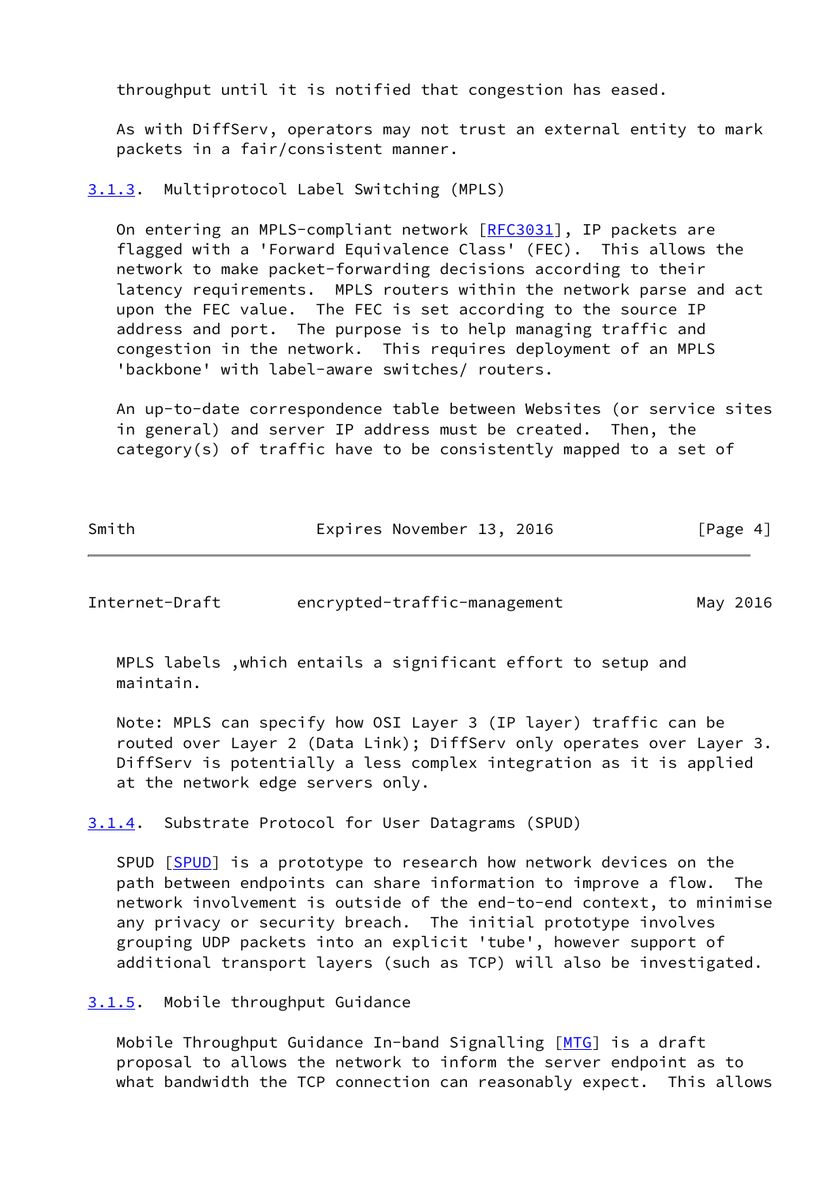throughput until it is notified that congestion has eased.

As with DiffServ, operators may not trust an external entity to mark packets in a fair/consistent manner.

### 3.1.3. Multiprotocol Label Switching (MPLS)

On entering an MPLS-compliant network [RFC3031], IP packets are flagged with a 'Forward Equivalence Class' (FEC). This allows the network to make packet-forwarding decisions according to their latency requirements. MPLS routers within the network parse and act upon the FEC value. The FEC is set according to the source IP address and port. The purpose is to help managing traffic and congestion in the network. This requires deployment of an MPLS 'backbone' with label-aware switches/ routers.

An up-to-date correspondence table between Websites (or service sites in general) and server IP address must be created. Then, the category(s) of traffic have to be consistently mapped to a set of MPLS labels ,which entails a significant effort to setup and maintain.

Note: MPLS can specify how OSI Layer 3 (IP layer) traffic can be routed over Layer 2 (Data Link); DiffServ only operates over Layer 3. DiffServ is potentially a less complex integration as it is applied at the network edge servers only.

### 3.1.4. Substrate Protocol for User Datagrams (SPUD)

SPUD [SPUD] is a prototype to research how network devices on the path between endpoints can share information to improve a flow. The network involvement is outside of the end-to-end context, to minimise any privacy or security breach. The initial prototype involves grouping UDP packets into an explicit 'tube', however support of additional transport layers (such as TCP) will also be investigated.

### 3.1.5. Mobile throughput Guidance

Mobile Throughput Guidance In-band Signalling [MTG] is a draft proposal to allows the network to inform the server endpoint as to what bandwidth the TCP connection can reasonably expect. This allows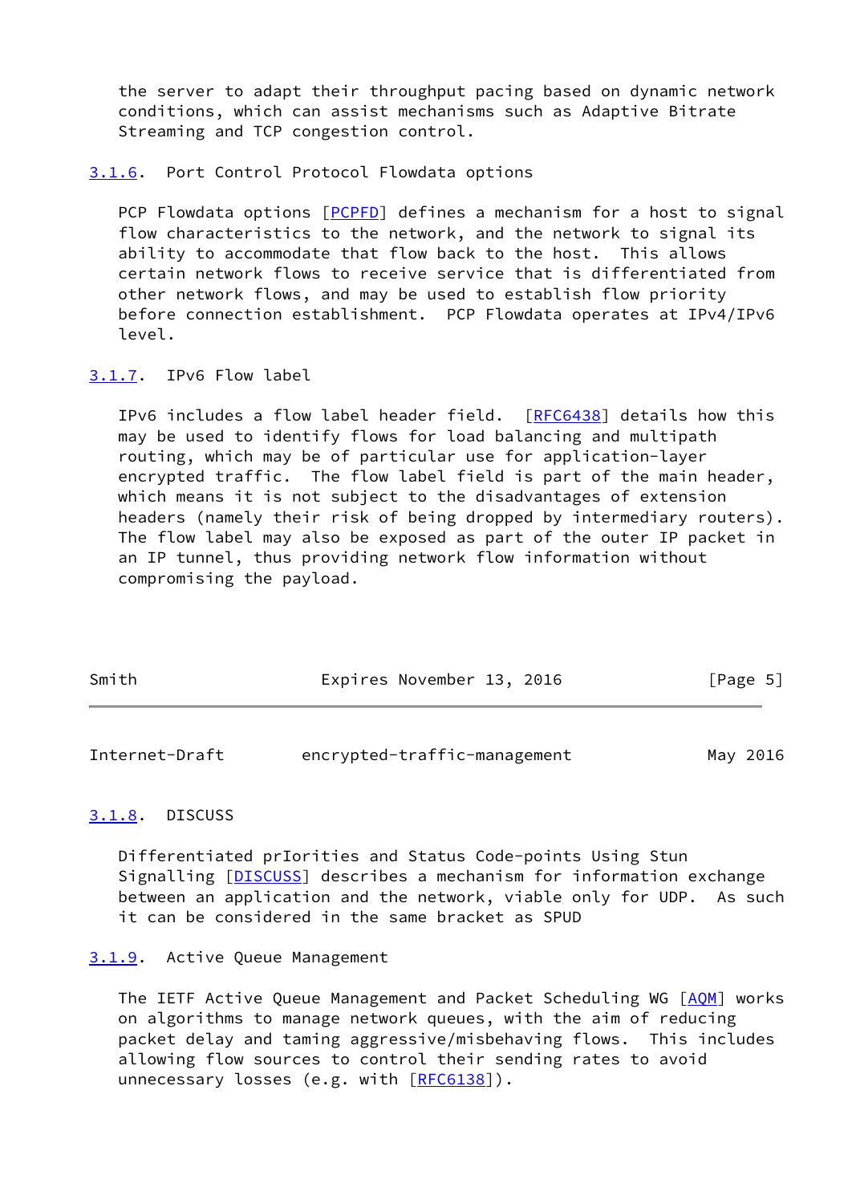the server to adapt their throughput pacing based on dynamic network conditions, which can assist mechanisms such as Adaptive Bitrate Streaming and TCP congestion control.

#### 3.1.6. Port Control Protocol Flowdata options

PCP Flowdata options [PCPFD] defines a mechanism for a host to signal flow characteristics to the network, and the network to signal its ability to accommodate that flow back to the host. This allows certain network flows to receive service that is differentiated from other network flows, and may be used to establish flow priority before connection establishment. PCP Flowdata operates at IPv4/IPv6 level.

#### 3.1.7. IPv6 Flow label

IPv6 includes a flow label header field. [RFC6438] details how this may be used to identify flows for load balancing and multipath routing, which may be of particular use for application-layer encrypted traffic. The flow label field is part of the main header, which means it is not subject to the disadvantages of extension headers (namely their risk of being dropped by intermediary routers). The flow label may also be exposed as part of the outer IP packet in an IP tunnel, thus providing network flow information without compromising the payload.

#### 3.1.8. DISCUSS

Differentiated prIorities and Status Code-points Using Stun Signalling [DISCUSS] describes a mechanism for information exchange between an application and the network, viable only for UDP. As such it can be considered in the same bracket as SPUD

#### 3.1.9. Active Queue Management

The IETF Active Queue Management and Packet Scheduling WG [AQM] works on algorithms to manage network queues, with the aim of reducing packet delay and taming aggressive/misbehaving flows. This includes allowing flow sources to control their sending rates to avoid unnecessary losses (e.g. with [RFC6138]).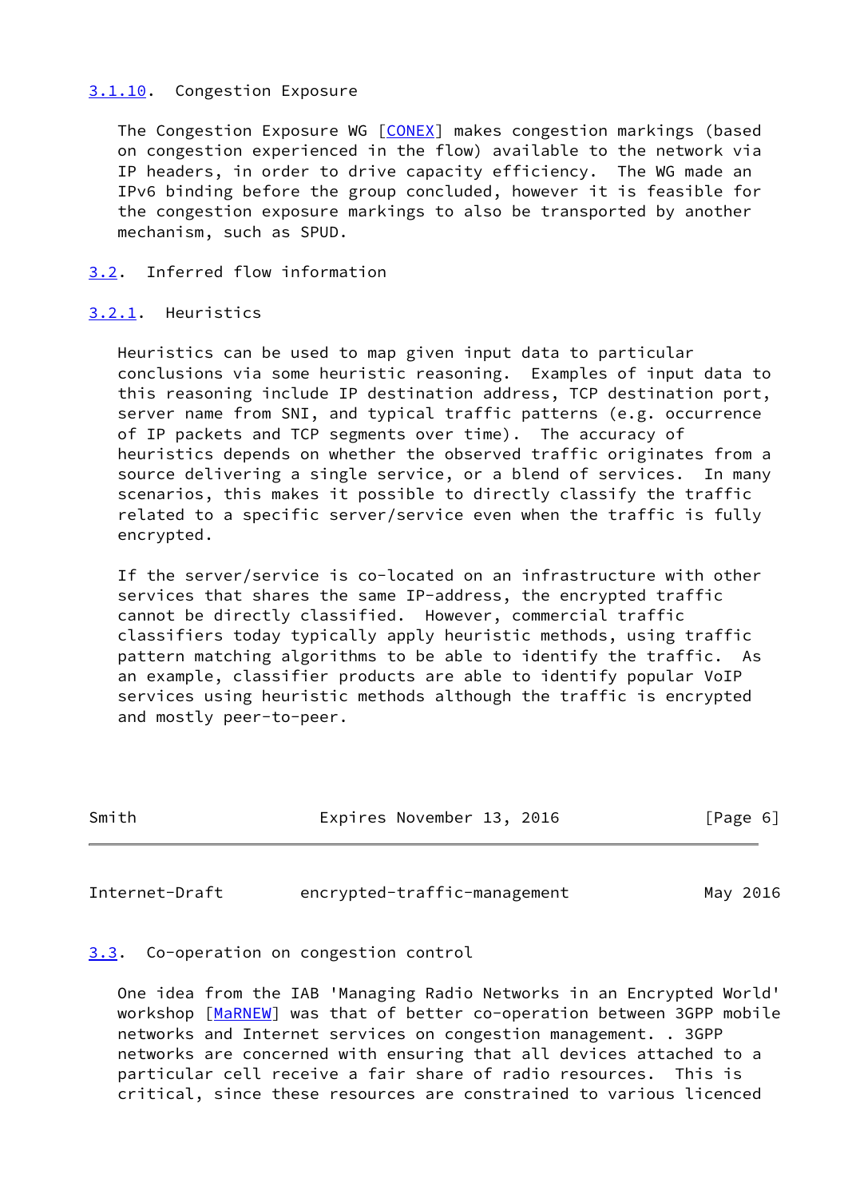### 3.1.10. Congestion Exposure

The Congestion Exposure WG [CONEX] makes congestion markings (based on congestion experienced in the flow) available to the network via IP headers, in order to drive capacity efficiency. The WG made an IPv6 binding before the group concluded, however it is feasible for the congestion exposure markings to also be transported by another mechanism, such as SPUD.

## 3.2. Inferred flow information

### 3.2.1. Heuristics

Heuristics can be used to map given input data to particular conclusions via some heuristic reasoning. Examples of input data to this reasoning include IP destination address, TCP destination port, server name from SNI, and typical traffic patterns (e.g. occurrence of IP packets and TCP segments over time). The accuracy of heuristics depends on whether the observed traffic originates from a source delivering a single service, or a blend of services. In many scenarios, this makes it possible to directly classify the traffic related to a specific server/service even when the traffic is fully encrypted.

If the server/service is co-located on an infrastructure with other services that shares the same IP-address, the encrypted traffic cannot be directly classified. However, commercial traffic classifiers today typically apply heuristic methods, using traffic pattern matching algorithms to be able to identify the traffic. As an example, classifier products are able to identify popular VoIP services using heuristic methods although the traffic is encrypted and mostly peer-to-peer.

## 3.3. Co-operation on congestion control

One idea from the IAB 'Managing Radio Networks in an Encrypted World' workshop [MaRNEW] was that of better co-operation between 3GPP mobile networks and Internet services on congestion management. . 3GPP networks are concerned with ensuring that all devices attached to a particular cell receive a fair share of radio resources. This is critical, since these resources are constrained to various licenced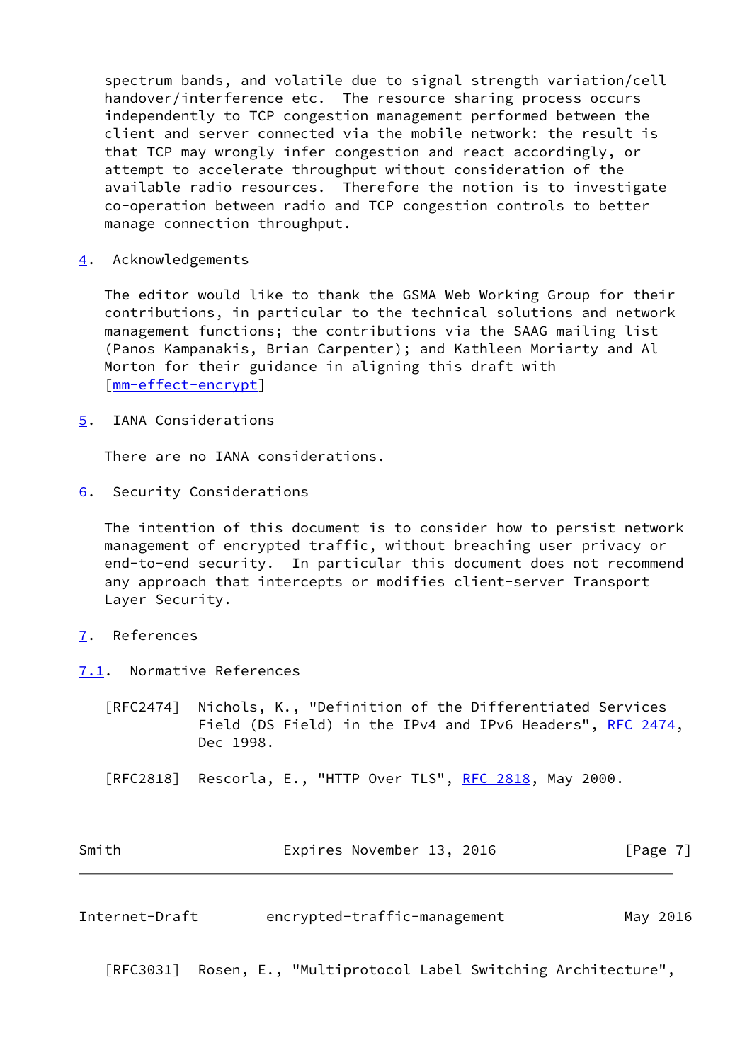spectrum bands, and volatile due to signal strength variation/cell handover/interference etc. The resource sharing process occurs independently to TCP congestion management performed between the client and server connected via the mobile network: the result is that TCP may wrongly infer congestion and react accordingly, or attempt to accelerate throughput without consideration of the available radio resources. Therefore the notion is to investigate co-operation between radio and TCP congestion controls to better manage connection throughput.

## 4. Acknowledgements

The editor would like to thank the GSMA Web Working Group for their contributions, in particular to the technical solutions and network management functions; the contributions via the SAAG mailing list (Panos Kampanakis, Brian Carpenter); and Kathleen Moriarty and Al Morton for their guidance in aligning this draft with [mm-effect-encrypt]

## 5. IANA Considerations

There are no IANA considerations.

## 6. Security Considerations

The intention of this document is to consider how to persist network management of encrypted traffic, without breaching user privacy or end-to-end security. In particular this document does not recommend any approach that intercepts or modifies client-server Transport Layer Security.

## 7. References

### 7.1. Normative References

[RFC2474] Nichols, K., "Definition of the Differentiated Services Field (DS Field) in the IPv4 and IPv6 Headers", RFC 2474, Dec 1998.

[RFC2818] Rescorla, E., "HTTP Over TLS", RFC 2818, May 2000.

[RFC3031] Rosen, E., "Multiprotocol Label Switching Architecture",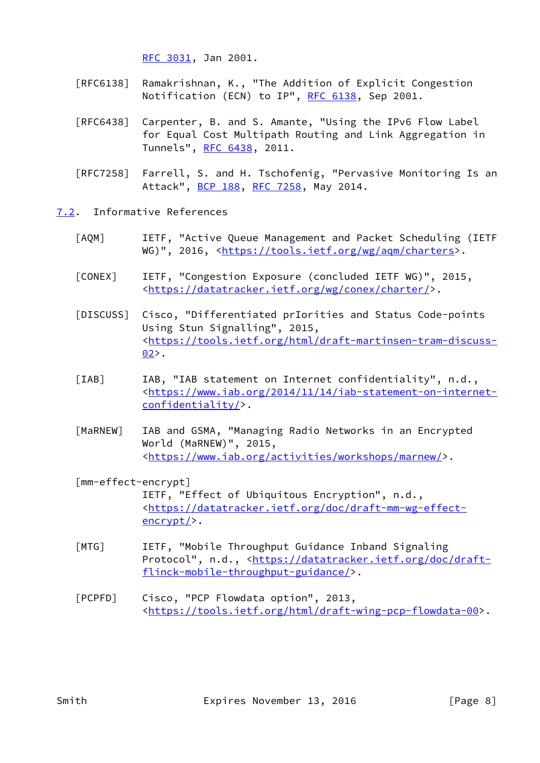RFC 3031, Jan 2001.

[RFC6138] Ramakrishnan, K., "The Addition of Explicit Congestion Notification (ECN) to IP", RFC 6138, Sep 2001.

[RFC6438] Carpenter, B. and S. Amante, "Using the IPv6 Flow Label for Equal Cost Multipath Routing and Link Aggregation in Tunnels", RFC 6438, 2011.

[RFC7258] Farrell, S. and H. Tschofenig, "Pervasive Monitoring Is an Attack", BCP 188, RFC 7258, May 2014.

## 7.2. Informative References

[AQM] IETF, "Active Queue Management and Packet Scheduling (IETF WG)", 2016, <https://tools.ietf.org/wg/aqm/charters>.

[CONEX] IETF, "Congestion Exposure (concluded IETF WG)", 2015, <https://datatracker.ietf.org/wg/conex/charter/>.

[DISCUSS] Cisco, "Differentiated prIorities and Status Code-points Using Stun Signalling", 2015, <https://tools.ietf.org/html/draft-martinsen-tram-discuss-02>.

[IAB] IAB, "IAB statement on Internet confidentiality", n.d., <https://www.iab.org/2014/11/14/iab-statement-on-internet-confidentiality/>.

[MaRNEW] IAB and GSMA, "Managing Radio Networks in an Encrypted World (MaRNEW)", 2015, <https://www.iab.org/activities/workshops/marnew/>.

[mm-effect-encrypt] IETF, "Effect of Ubiquitous Encryption", n.d., <https://datatracker.ietf.org/doc/draft-mm-wg-effect-encrypt/>.

[MTG] IETF, "Mobile Throughput Guidance Inband Signaling Protocol", n.d., <https://datatracker.ietf.org/doc/draft-flinck-mobile-throughput-guidance/>.

[PCPFD] Cisco, "PCP Flowdata option", 2013, <https://tools.ietf.org/html/draft-wing-pcp-flowdata-00>.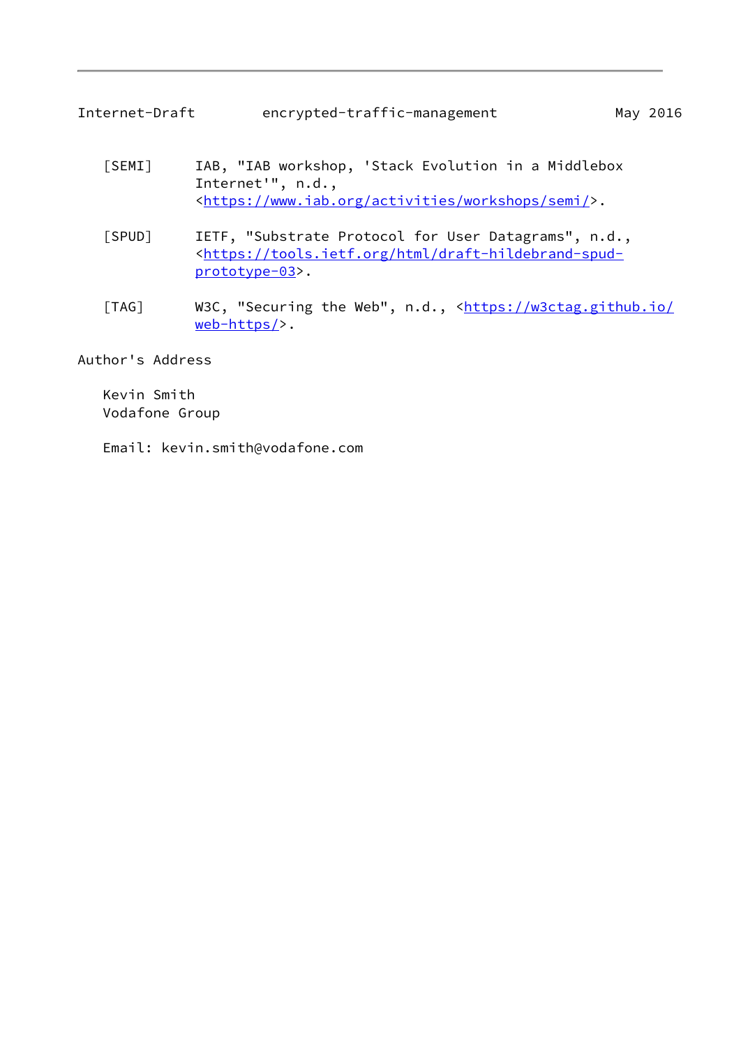[SEMI] IAB, "IAB workshop, 'Stack Evolution in a Middlebox Internet'", n.d., <https://www.iab.org/activities/workshops/semi/>.

[SPUD] IETF, "Substrate Protocol for User Datagrams", n.d., <https://tools.ietf.org/html/draft-hildebrand-spud-prototype-03>.

[TAG] W3C, "Securing the Web", n.d., <https://w3ctag.github.io/web-https/>.

## Author's Address

Kevin Smith
Vodafone Group

Email: kevin.smith@vodafone.com